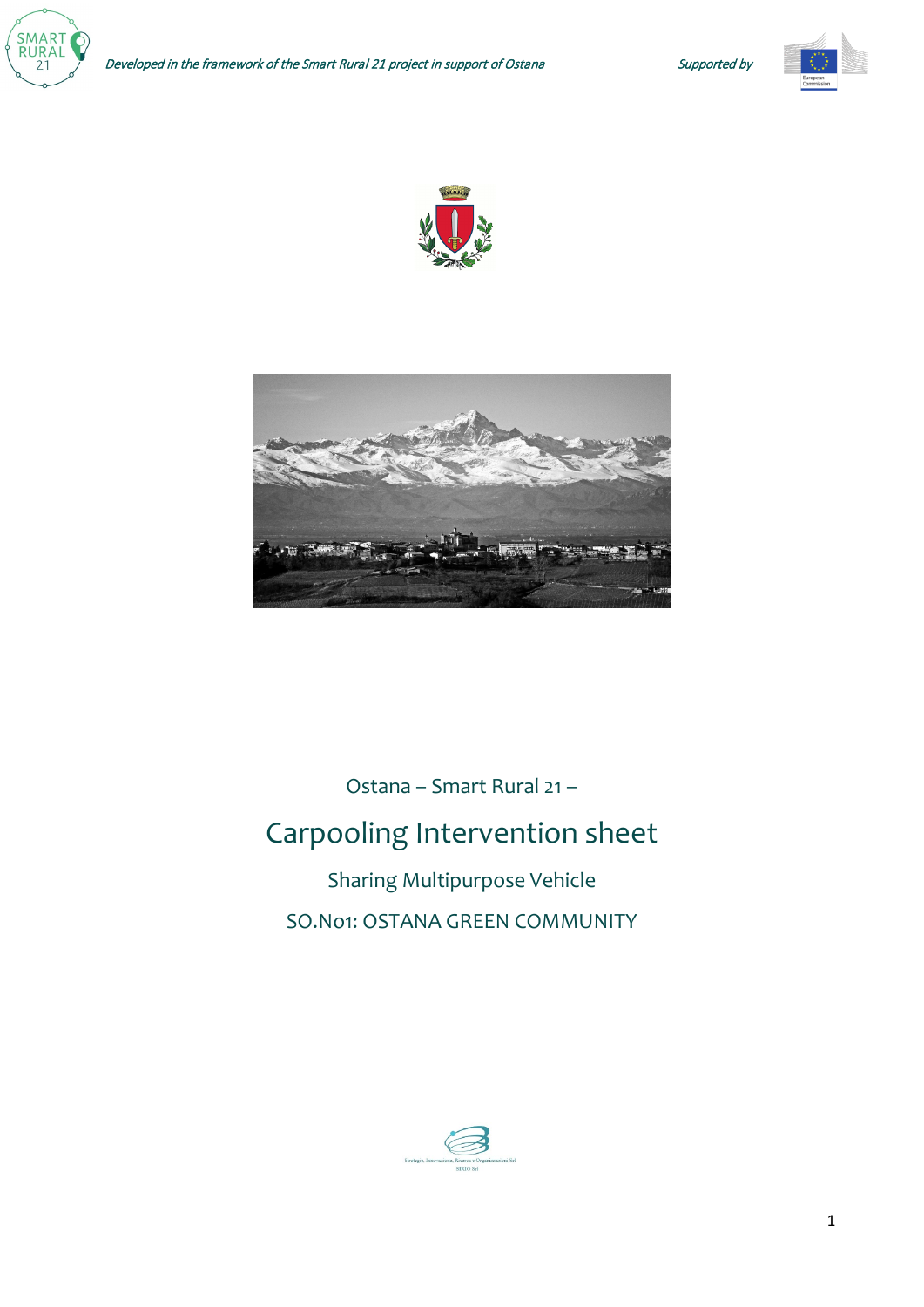Ostana – Smart Rural 21 –

# Carpooling Intervention sheet

Sharing Multipurpose Vehicle

SO.N01: OSTANA GREEN COMMUNITY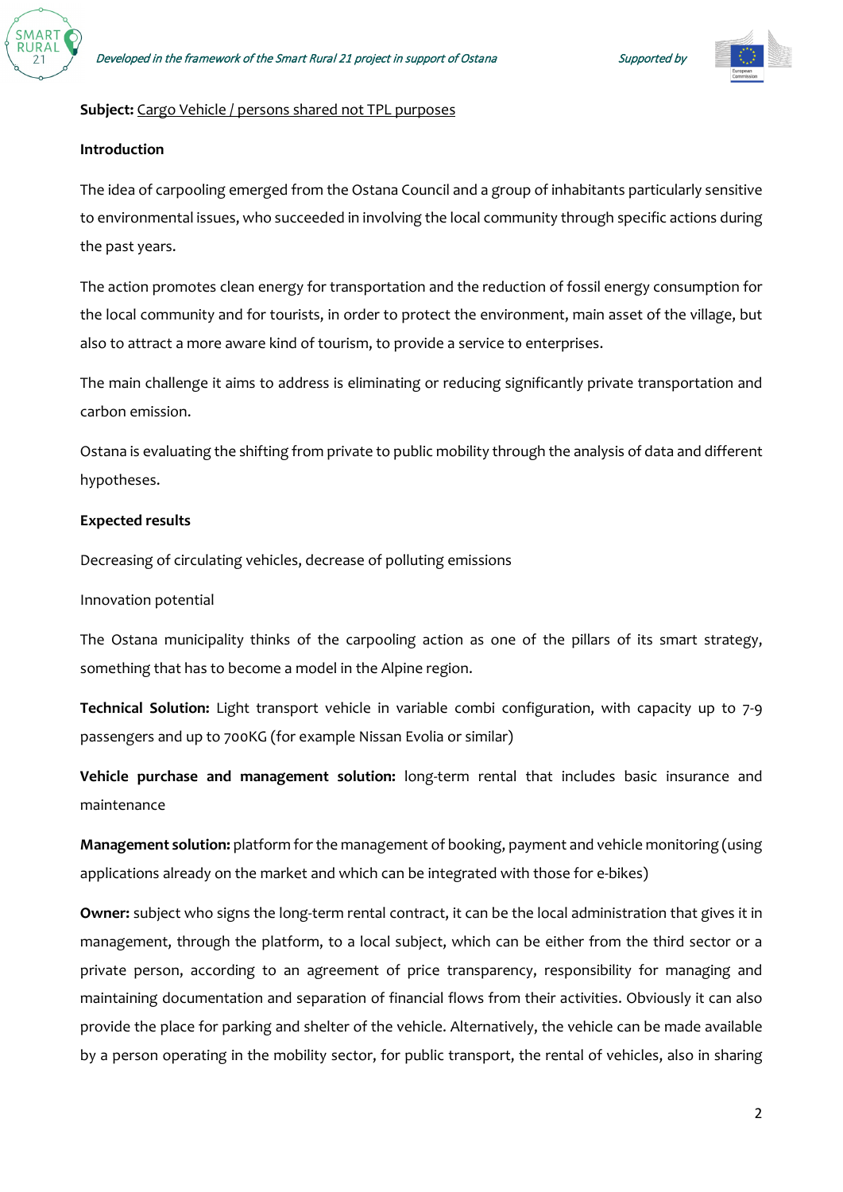**Subject:** Cargo Vehicle / persons shared not TPL purposes

**Introduction**

The idea of carpooling emerged from the Ostana Council and a group of inhabitants particularly sensitive to environmental issues, who succeeded in involving the local community through specific actions during the past years.

The action promotes clean energy for transportation and the reduction of fossil energy consumption for the local community and for tourists, in order to protect the environment, main asset of the village, but also to attract a more aware kind of tourism, to provide a service to enterprises.

The main challenge it aims to address is eliminating or reducing significantly private transportation and carbon emission.

Ostana is evaluating the shifting from private to public mobility through the analysis of data and different hypotheses.

**Expected results**

Decreasing of circulating vehicles, decrease of polluting emissions

Innovation potential

The Ostana municipality thinks of the carpooling action as one of the pillars of its smart strategy, something that has to become a model in the Alpine region.

**Technical Solution:** Light transport vehicle in variable combi configuration, with capacity up to 7-9 passengers and up to 700KG (for example Nissan Evolia or similar)

**Vehicle purchase and management solution:** long-term rental that includes basic insurance and maintenance

**Management solution:** platform for the management of booking, payment and vehicle monitoring (using applications already on the market and which can be integrated with those for e-bikes)

**Owner:** subject who signs the long-term rental contract, it can be the local administration that gives it in management, through the platform, to a local subject, which can be either from the third sector or a private person, according to an agreement of price transparency, responsibility for managing and maintaining documentation and separation of financial flows from their activities. Obviously it can also provide the place for parking and shelter of the vehicle. Alternatively, the vehicle can be made available by a person operating in the mobility sector, for public transport, the rental of vehicles, also in sharing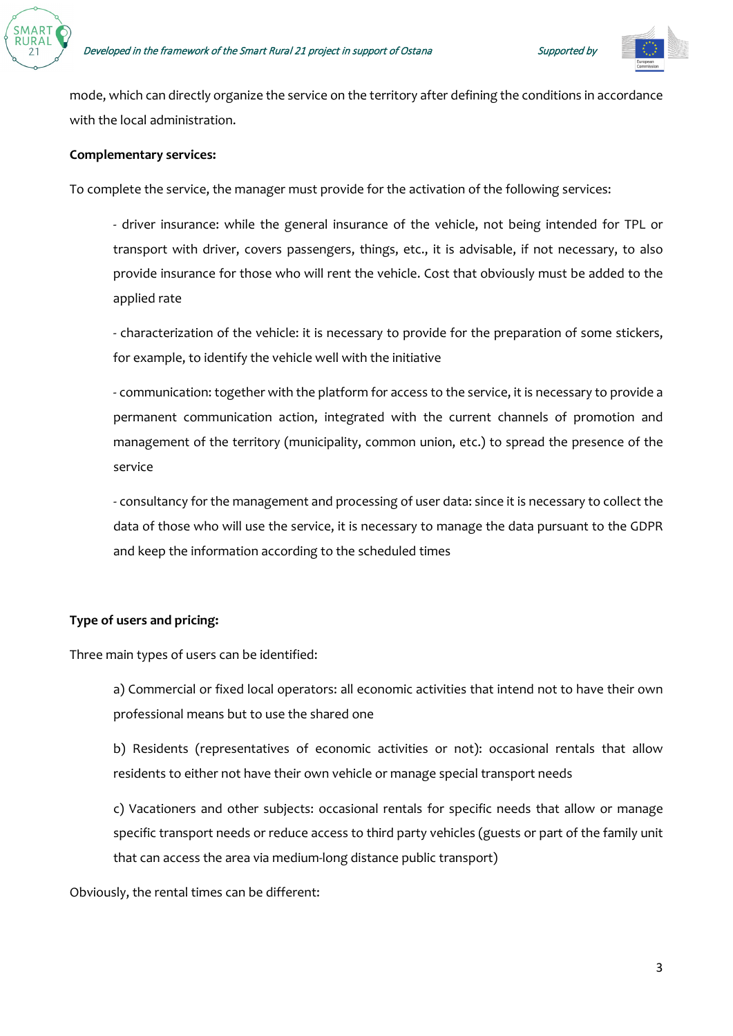mode, which can directly organize the service on the territory after defining the conditions in accordance with the local administration.

**Complementary services:**

To complete the service, the manager must provide for the activation of the following services:

- driver insurance: while the general insurance of the vehicle, not being intended for TPL or transport with driver, covers passengers, things, etc., it is advisable, if not necessary, to also provide insurance for those who will rent the vehicle. Cost that obviously must be added to the applied rate

- characterization of the vehicle: it is necessary to provide for the preparation of some stickers, for example, to identify the vehicle well with the initiative

- communication: together with the platform for access to the service, it is necessary to provide a permanent communication action, integrated with the current channels of promotion and management of the territory (municipality, common union, etc.) to spread the presence of the service

- consultancy for the management and processing of user data: since it is necessary to collect the data of those who will use the service, it is necessary to manage the data pursuant to the GDPR and keep the information according to the scheduled times

**Type of users and pricing:**

Three main types of users can be identified:

a) Commercial or fixed local operators: all economic activities that intend not to have their own professional means but to use the shared one

b) Residents (representatives of economic activities or not): occasional rentals that allow residents to either not have their own vehicle or manage special transport needs

c) Vacationers and other subjects: occasional rentals for specific needs that allow or manage specific transport needs or reduce access to third party vehicles (guests or part of the family unit that can access the area via medium-long distance public transport)

Obviously, the rental times can be different: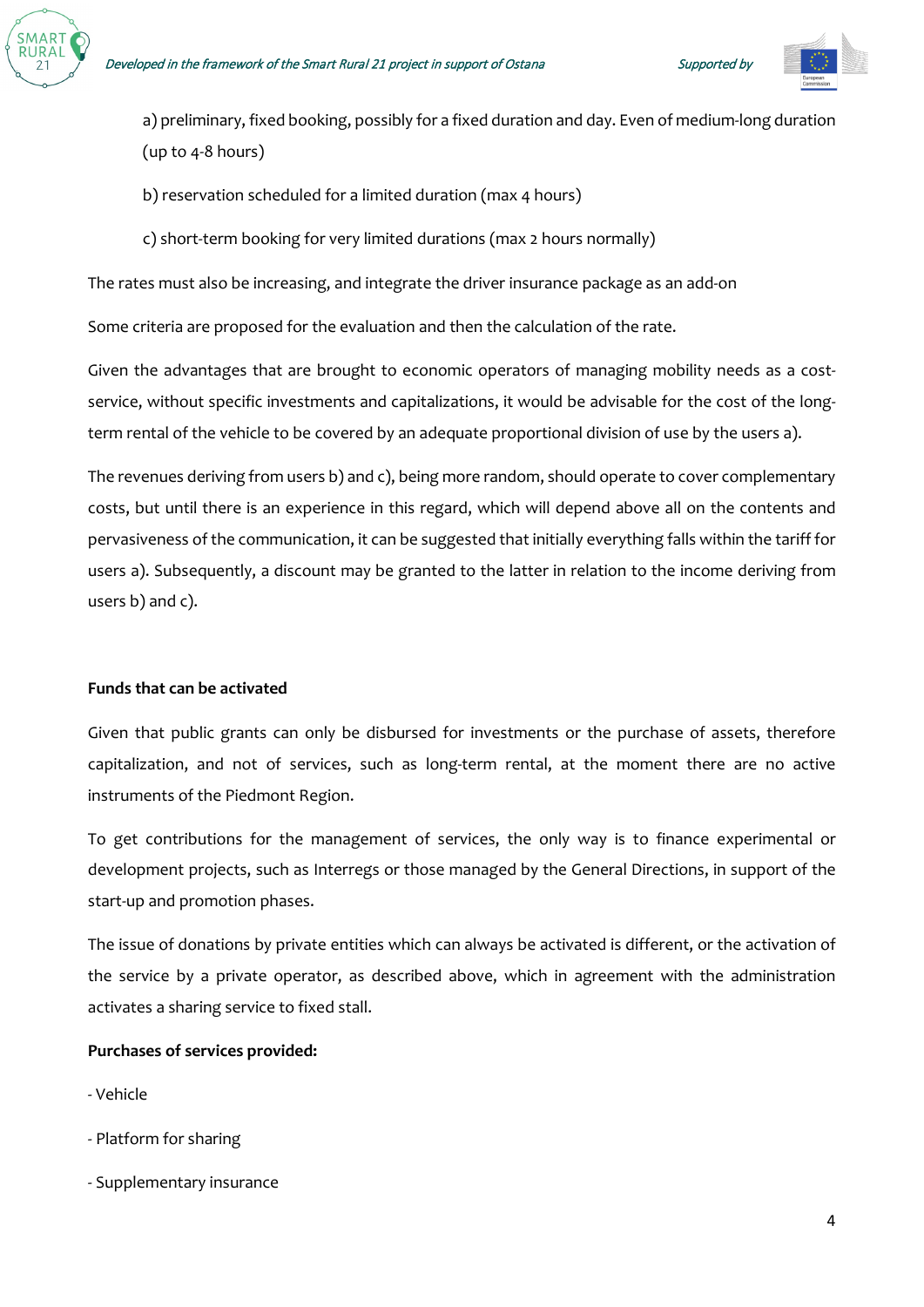a) preliminary, fixed booking, possibly for a fixed duration and day. Even of medium-long duration (up to 4-8 hours)

b) reservation scheduled for a limited duration (max 4 hours)

c) short-term booking for very limited durations (max 2 hours normally)

The rates must also be increasing, and integrate the driver insurance package as an add-on

Some criteria are proposed for the evaluation and then the calculation of the rate.

Given the advantages that are brought to economic operators of managing mobility needs as a cost-service, without specific investments and capitalizations, it would be advisable for the cost of the long-term rental of the vehicle to be covered by an adequate proportional division of use by the users a).

The revenues deriving from users b) and c), being more random, should operate to cover complementary costs, but until there is an experience in this regard, which will depend above all on the contents and pervasiveness of the communication, it can be suggested that initially everything falls within the tariff for users a). Subsequently, a discount may be granted to the latter in relation to the income deriving from users b) and c).

**Funds that can be activated**

Given that public grants can only be disbursed for investments or the purchase of assets, therefore capitalization, and not of services, such as long-term rental, at the moment there are no active instruments of the Piedmont Region.

To get contributions for the management of services, the only way is to finance experimental or development projects, such as Interregs or those managed by the General Directions, in support of the start-up and promotion phases.

The issue of donations by private entities which can always be activated is different, or the activation of the service by a private operator, as described above, which in agreement with the administration activates a sharing service to fixed stall.

**Purchases of services provided:**

- Vehicle
- Platform for sharing
- Supplementary insurance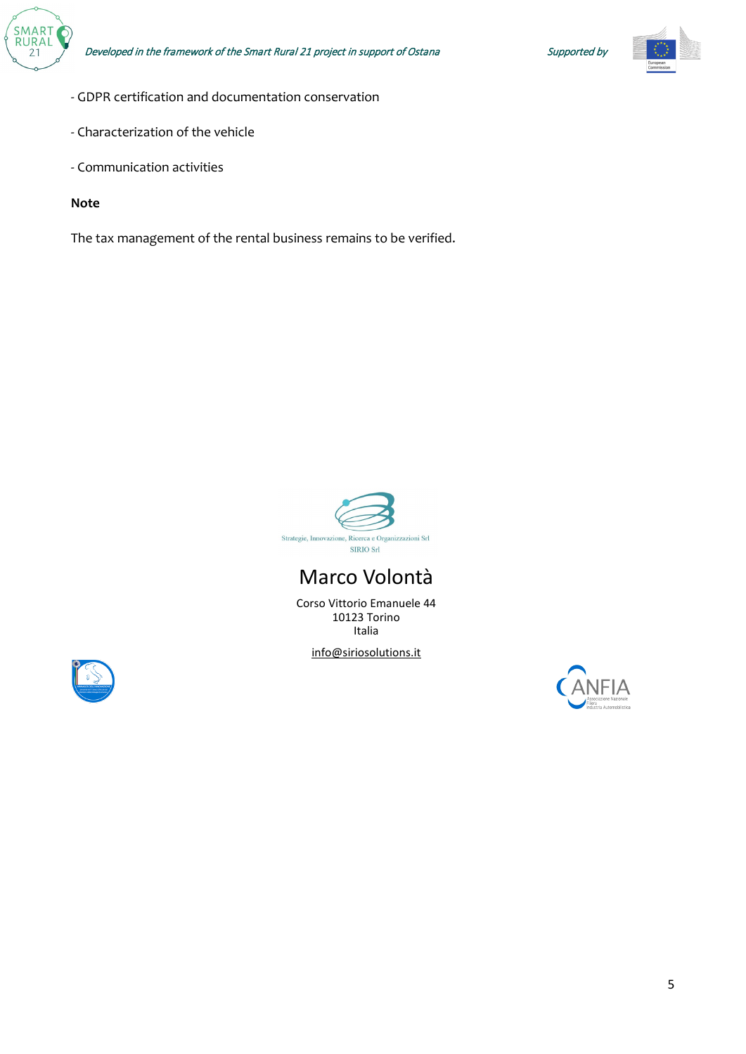- GDPR certification and documentation conservation

- Characterization of the vehicle

- Communication activities

**Note**

The tax management of the rental business remains to be verified.

Strategie, Innovazione, Ricerca e Organizzazioni Srl
SIRIO Srl

Marco Volontà

Corso Vittorio Emanuele 44
10123 Torino
Italia

info@siriosolutions.it

ANFIA
Associazione Nazionale
Filiera
Industria Automobilistica